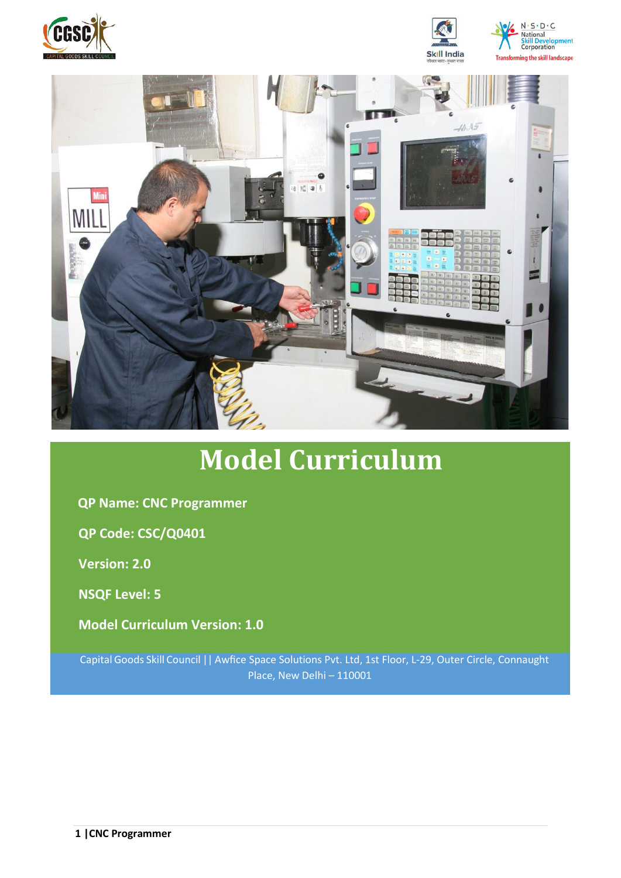# Model Curriculum

**QP Name: CNC Programmer**

**QP Code: CSC/Q0401**

**Version: 2.0**

**NSQF Level: 5**

**Model Curriculum Version: 1.0**

Capital Goods Skill Council || Awfice Space Solutions Pvt. Ltd, 1st Floor, L-29, Outer Circle, Connaught Place, New Delhi – 110001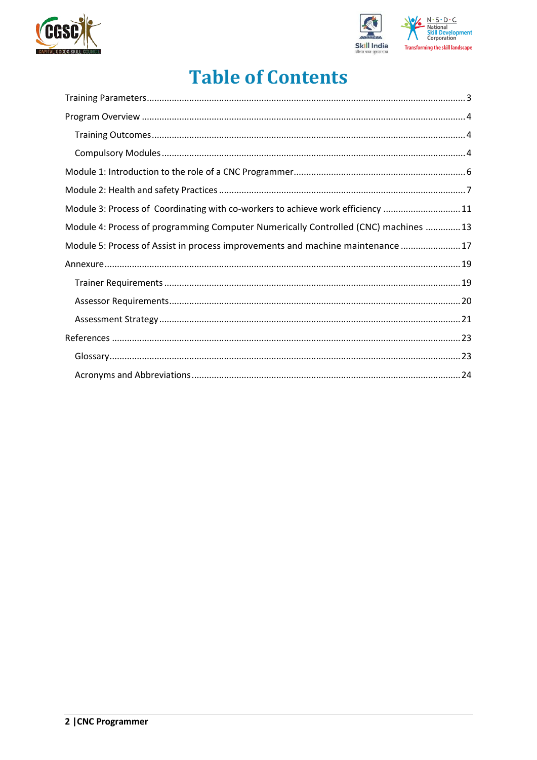# Table of Contents

Training Parameters ..... 3

Program Overview ..... 4

- Training Outcomes ..... 4
- Compulsory Modules ..... 4

Module 1: Introduction to the role of a CNC Programmer ..... 6

Module 2: Health and safety Practices ..... 7

Module 3: Process of Coordinating with co-workers to achieve work efficiency ..... 11

Module 4: Process of programming Computer Numerically Controlled (CNC) machines ..... 13

Module 5: Process of Assist in process improvements and machine maintenance ..... 17

Annexure ..... 19

- Trainer Requirements ..... 19
- Assessor Requirements ..... 20
- Assessment Strategy ..... 21

References ..... 23

- Glossary ..... 23
- Acronyms and Abbreviations ..... 24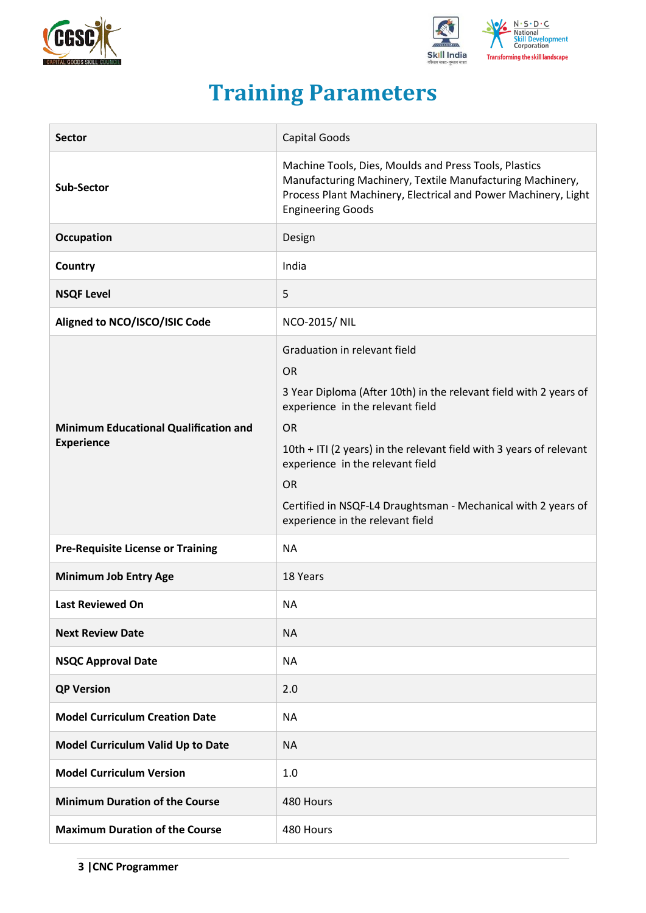# Training Parameters

| Sector | Capital Goods |
|---|---|
| Sub-Sector | Machine Tools, Dies, Moulds and Press Tools, Plastics Manufacturing Machinery, Textile Manufacturing Machinery, Process Plant Machinery, Electrical and Power Machinery, Light Engineering Goods |
| Occupation | Design |
| Country | India |
| NSQF Level | 5 |
| Aligned to NCO/ISCO/ISIC Code | NCO-2015/ NIL |
| Minimum Educational Qualification and Experience | Graduation in relevant field<br>OR<br>3 Year Diploma (After 10th) in the relevant field with 2 years of experience in the relevant field<br>OR<br>10th + ITI (2 years) in the relevant field with 3 years of relevant experience in the relevant field<br>OR<br>Certified in NSQF-L4 Draughtsman - Mechanical with 2 years of experience in the relevant field |
| Pre-Requisite License or Training | NA |
| Minimum Job Entry Age | 18 Years |
| Last Reviewed On | NA |
| Next Review Date | NA |
| NSQC Approval Date | NA |
| QP Version | 2.0 |
| Model Curriculum Creation Date | NA |
| Model Curriculum Valid Up to Date | NA |
| Model Curriculum Version | 1.0 |
| Minimum Duration of the Course | 480 Hours |
| Maximum Duration of the Course | 480 Hours |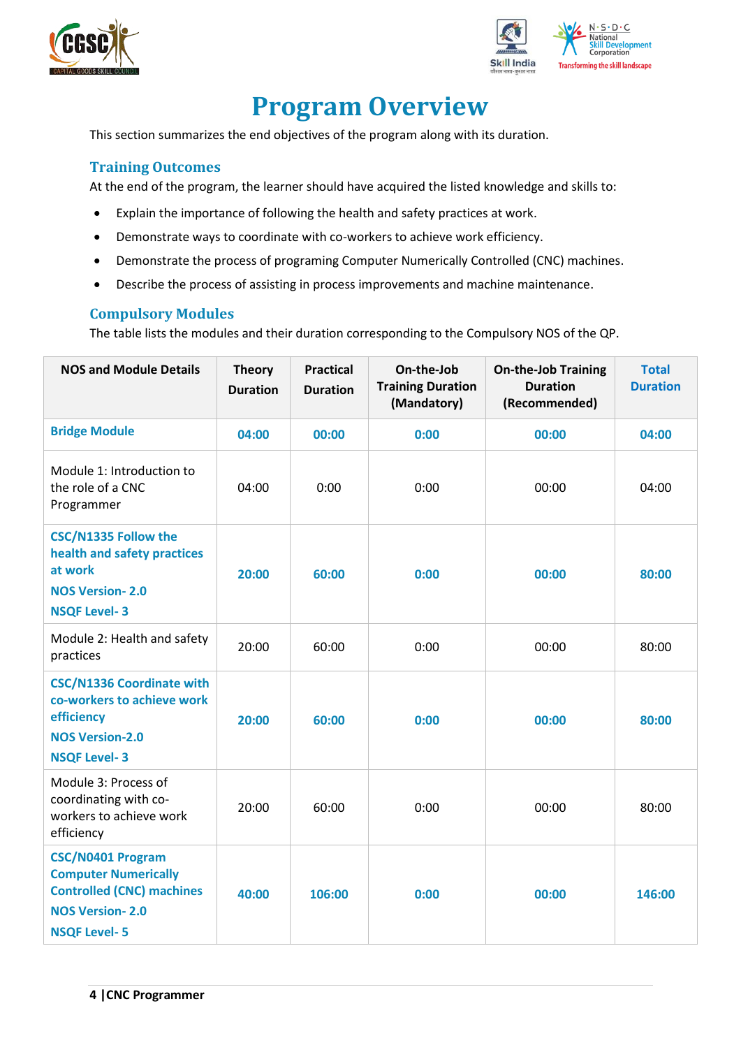# Program Overview

This section summarizes the end objectives of the program along with its duration.

## Training Outcomes

At the end of the program, the learner should have acquired the listed knowledge and skills to:

- Explain the importance of following the health and safety practices at work.
- Demonstrate ways to coordinate with co-workers to achieve work efficiency.
- Demonstrate the process of programing Computer Numerically Controlled (CNC) machines.
- Describe the process of assisting in process improvements and machine maintenance.

## Compulsory Modules

The table lists the modules and their duration corresponding to the Compulsory NOS of the QP.

| NOS and Module Details | Theory Duration | Practical Duration | On-the-Job Training Duration (Mandatory) | On-the-Job Training Duration (Recommended) | Total Duration |
|---|---|---|---|---|---|
| **Bridge Module** | **04:00** | **00:00** | **0:00** | **00:00** | **04:00** |
| Module 1: Introduction to the role of a CNC Programmer | 04:00 | 0:00 | 0:00 | 00:00 | 04:00 |
| **CSC/N1335 Follow the health and safety practices at work**<br>**NOS Version- 2.0**<br>**NSQF Level- 3** | **20:00** | **60:00** | **0:00** | **00:00** | **80:00** |
| Module 2: Health and safety practices | 20:00 | 60:00 | 0:00 | 00:00 | 80:00 |
| **CSC/N1336 Coordinate with co-workers to achieve work efficiency**<br>**NOS Version-2.0**<br>**NSQF Level- 3** | **20:00** | **60:00** | **0:00** | **00:00** | **80:00** |
| Module 3: Process of coordinating with co-workers to achieve work efficiency | 20:00 | 60:00 | 0:00 | 00:00 | 80:00 |
| **CSC/N0401 Program Computer Numerically Controlled (CNC) machines**<br>**NOS Version- 2.0**<br>**NSQF Level- 5** | **40:00** | **106:00** | **0:00** | **00:00** | **146:00** |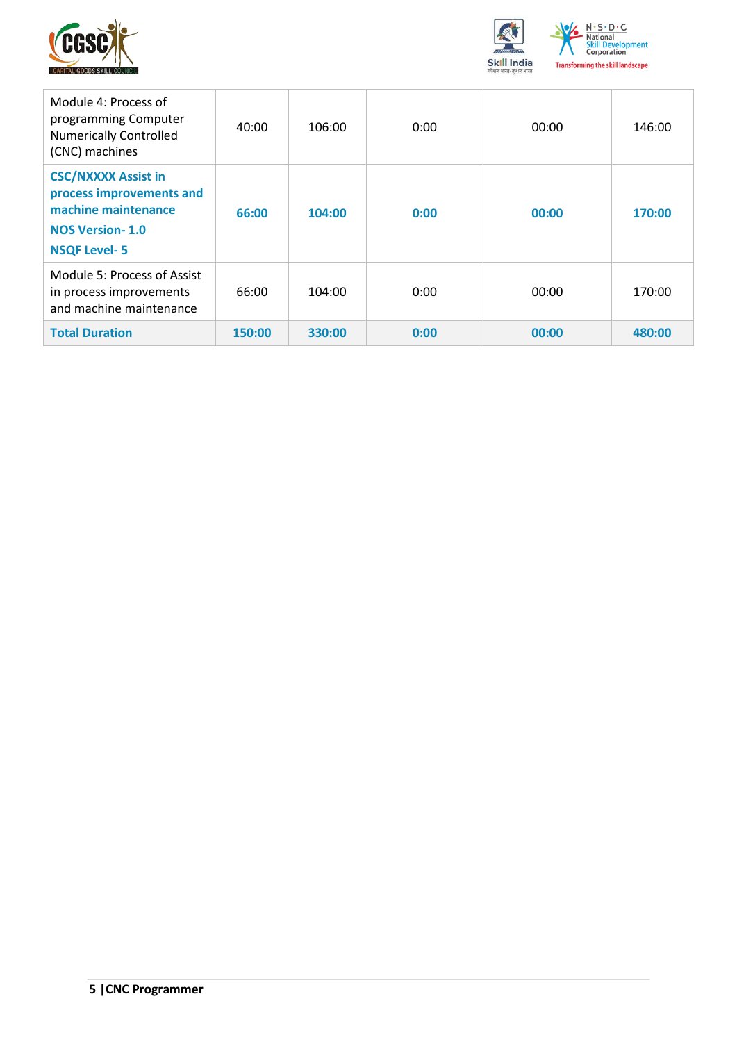| | | | | | |
|---|---|---|---|---|---|
| Module 4: Process of programming Computer Numerically Controlled (CNC) machines | 40:00 | 106:00 | 0:00 | 00:00 | 146:00 |
| **CSC/NXXXX Assist in process improvements and machine maintenance**<br>**NOS Version- 1.0**<br>**NSQF Level- 5** | **66:00** | **104:00** | **0:00** | **00:00** | **170:00** |
| Module 5: Process of Assist in process improvements and machine maintenance | 66:00 | 104:00 | 0:00 | 00:00 | 170:00 |
| **Total Duration** | **150:00** | **330:00** | **0:00** | **00:00** | **480:00** |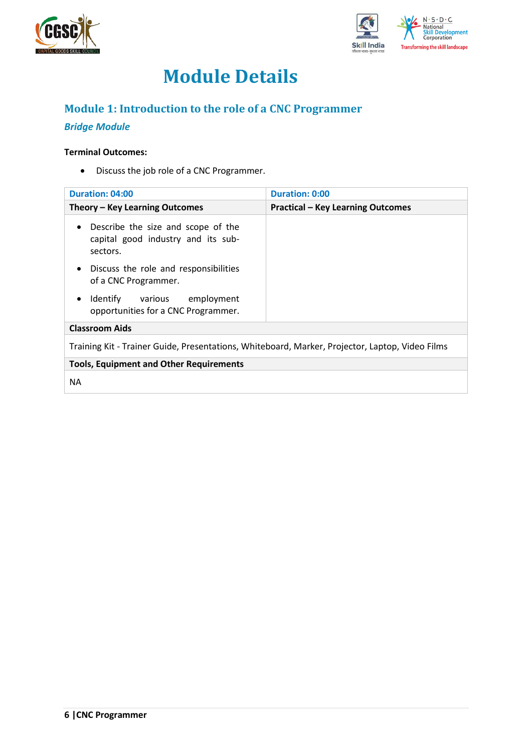# Module Details

## Module 1: Introduction to the role of a CNC Programmer

### *Bridge Module*

**Terminal Outcomes:**

- Discuss the job role of a CNC Programmer.

| Duration: 04:00 | Duration: 0:00 |
|---|---|
| **Theory – Key Learning Outcomes** | **Practical – Key Learning Outcomes** |
| • Describe the size and scope of the capital good industry and its sub-sectors.<br>• Discuss the role and responsibilities of a CNC Programmer.<br>• Identify various employment opportunities for a CNC Programmer. | |
| **Classroom Aids** | |
| Training Kit - Trainer Guide, Presentations, Whiteboard, Marker, Projector, Laptop, Video Films | |
| **Tools, Equipment and Other Requirements** | |
| NA | |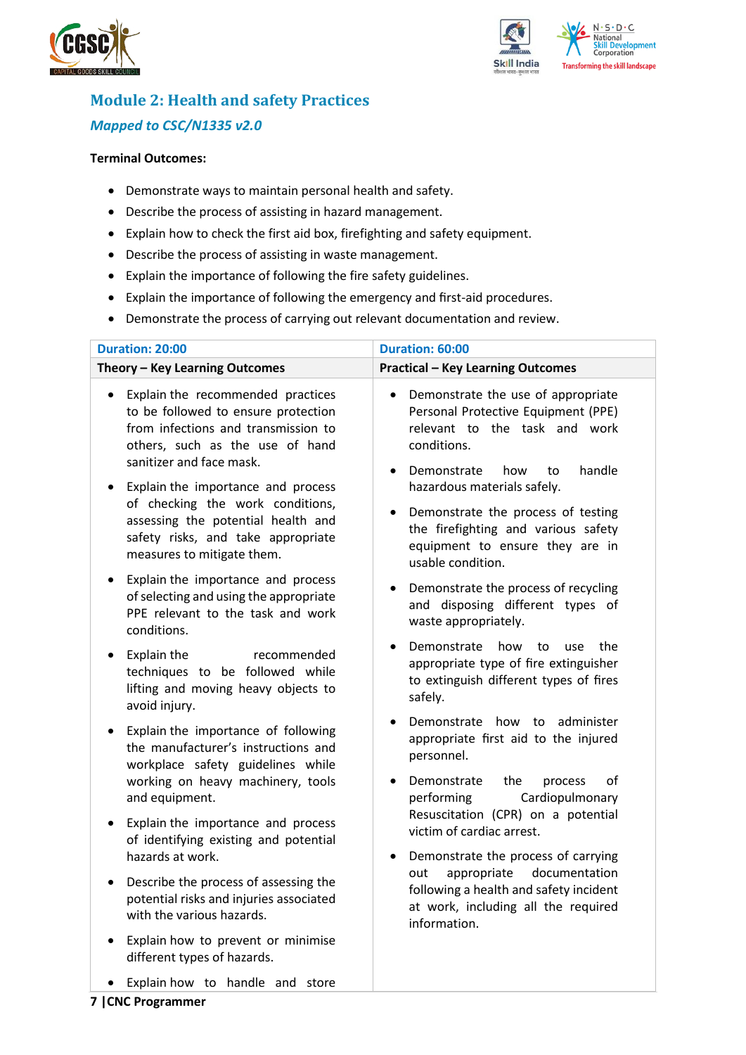## Module 2: Health and safety Practices

### *Mapped to CSC/N1335 v2.0*

**Terminal Outcomes:**

- Demonstrate ways to maintain personal health and safety.
- Describe the process of assisting in hazard management.
- Explain how to check the first aid box, firefighting and safety equipment.
- Describe the process of assisting in waste management.
- Explain the importance of following the fire safety guidelines.
- Explain the importance of following the emergency and first-aid procedures.
- Demonstrate the process of carrying out relevant documentation and review.

| **Duration: 20:00** | **Duration: 60:00** |
|---|---|
| **Theory – Key Learning Outcomes** | **Practical – Key Learning Outcomes** |
| • Explain the recommended practices to be followed to ensure protection from infections and transmission to others, such as the use of hand sanitizer and face mask.<br>• Explain the importance and process of checking the work conditions, assessing the potential health and safety risks, and take appropriate measures to mitigate them.<br>• Explain the importance and process of selecting and using the appropriate PPE relevant to the task and work conditions.<br>• Explain the recommended techniques to be followed while lifting and moving heavy objects to avoid injury.<br>• Explain the importance of following the manufacturer's instructions and workplace safety guidelines while working on heavy machinery, tools and equipment.<br>• Explain the importance and process of identifying existing and potential hazards at work.<br>• Describe the process of assessing the potential risks and injuries associated with the various hazards.<br>• Explain how to prevent or minimise different types of hazards.<br>• Explain how to handle and store | • Demonstrate the use of appropriate Personal Protective Equipment (PPE) relevant to the task and work conditions.<br>• Demonstrate how to handle hazardous materials safely.<br>• Demonstrate the process of testing the firefighting and various safety equipment to ensure they are in usable condition.<br>• Demonstrate the process of recycling and disposing different types of waste appropriately.<br>• Demonstrate how to use the appropriate type of fire extinguisher to extinguish different types of fires safely.<br>• Demonstrate how to administer appropriate first aid to the injured personnel.<br>• Demonstrate the process of performing Cardiopulmonary Resuscitation (CPR) on a potential victim of cardiac arrest.<br>• Demonstrate the process of carrying out appropriate documentation following a health and safety incident at work, including all the required information. |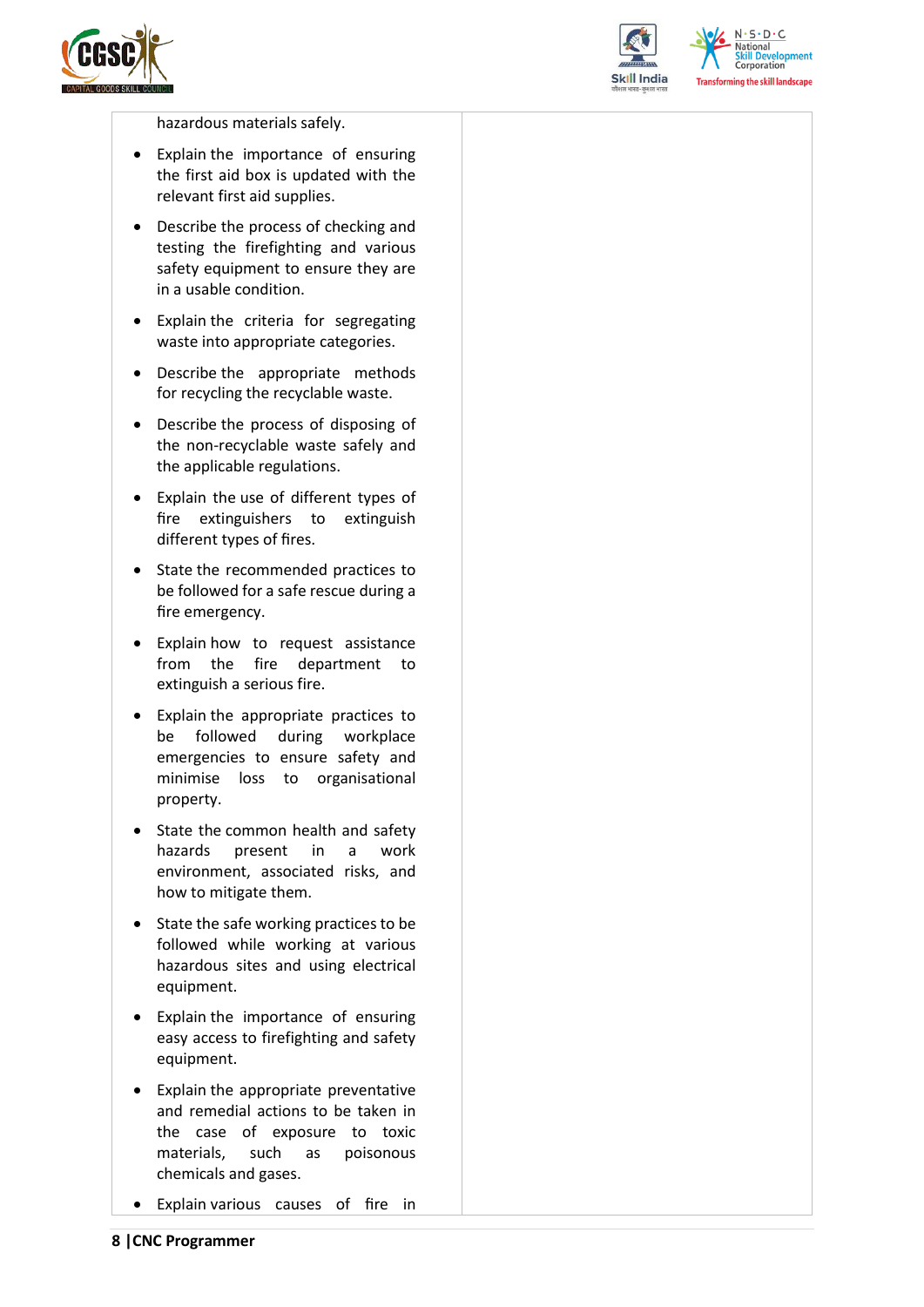| | |
|---|---|
| hazardous materials safely.<br>• Explain the importance of ensuring the first aid box is updated with the relevant first aid supplies.<br>• Describe the process of checking and testing the firefighting and various safety equipment to ensure they are in a usable condition.<br>• Explain the criteria for segregating waste into appropriate categories.<br>• Describe the appropriate methods for recycling the recyclable waste.<br>• Describe the process of disposing of the non-recyclable waste safely and the applicable regulations.<br>• Explain the use of different types of fire extinguishers to extinguish different types of fires.<br>• State the recommended practices to be followed for a safe rescue during a fire emergency.<br>• Explain how to request assistance from the fire department to extinguish a serious fire.<br>• Explain the appropriate practices to be followed during workplace emergencies to ensure safety and minimise loss to organisational property.<br>• State the common health and safety hazards present in a work environment, associated risks, and how to mitigate them.<br>• State the safe working practices to be followed while working at various hazardous sites and using electrical equipment.<br>• Explain the importance of ensuring easy access to firefighting and safety equipment.<br>• Explain the appropriate preventative and remedial actions to be taken in the case of exposure to toxic materials, such as poisonous chemicals and gases.<br>• Explain various causes of fire in | |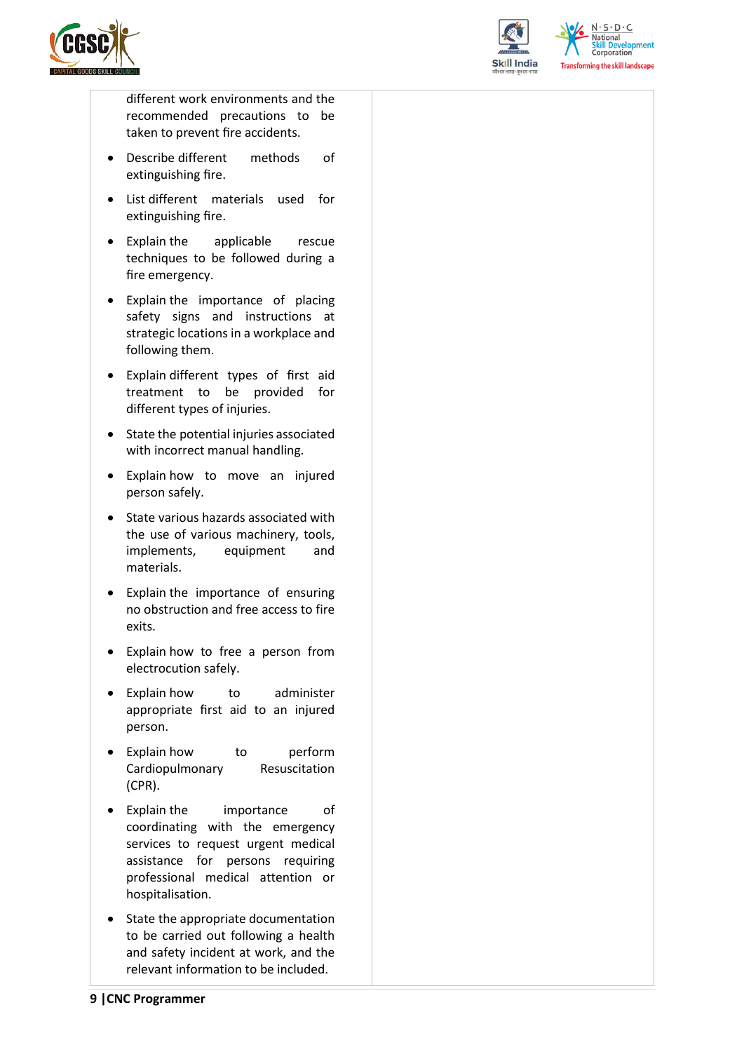| | |
|---|---|
| different work environments and the recommended precautions to be taken to prevent fire accidents.<br><br>• Describe different methods of extinguishing fire.<br>• List different materials used for extinguishing fire.<br>• Explain the applicable rescue techniques to be followed during a fire emergency.<br>• Explain the importance of placing safety signs and instructions at strategic locations in a workplace and following them.<br>• Explain different types of first aid treatment to be provided for different types of injuries.<br>• State the potential injuries associated with incorrect manual handling.<br>• Explain how to move an injured person safely.<br>• State various hazards associated with the use of various machinery, tools, implements, equipment and materials.<br>• Explain the importance of ensuring no obstruction and free access to fire exits.<br>• Explain how to free a person from electrocution safely.<br>• Explain how to administer appropriate first aid to an injured person.<br>• Explain how to perform Cardiopulmonary Resuscitation (CPR).<br>• Explain the importance of coordinating with the emergency services to request urgent medical assistance for persons requiring professional medical attention or hospitalisation.<br>• State the appropriate documentation to be carried out following a health and safety incident at work, and the relevant information to be included. | |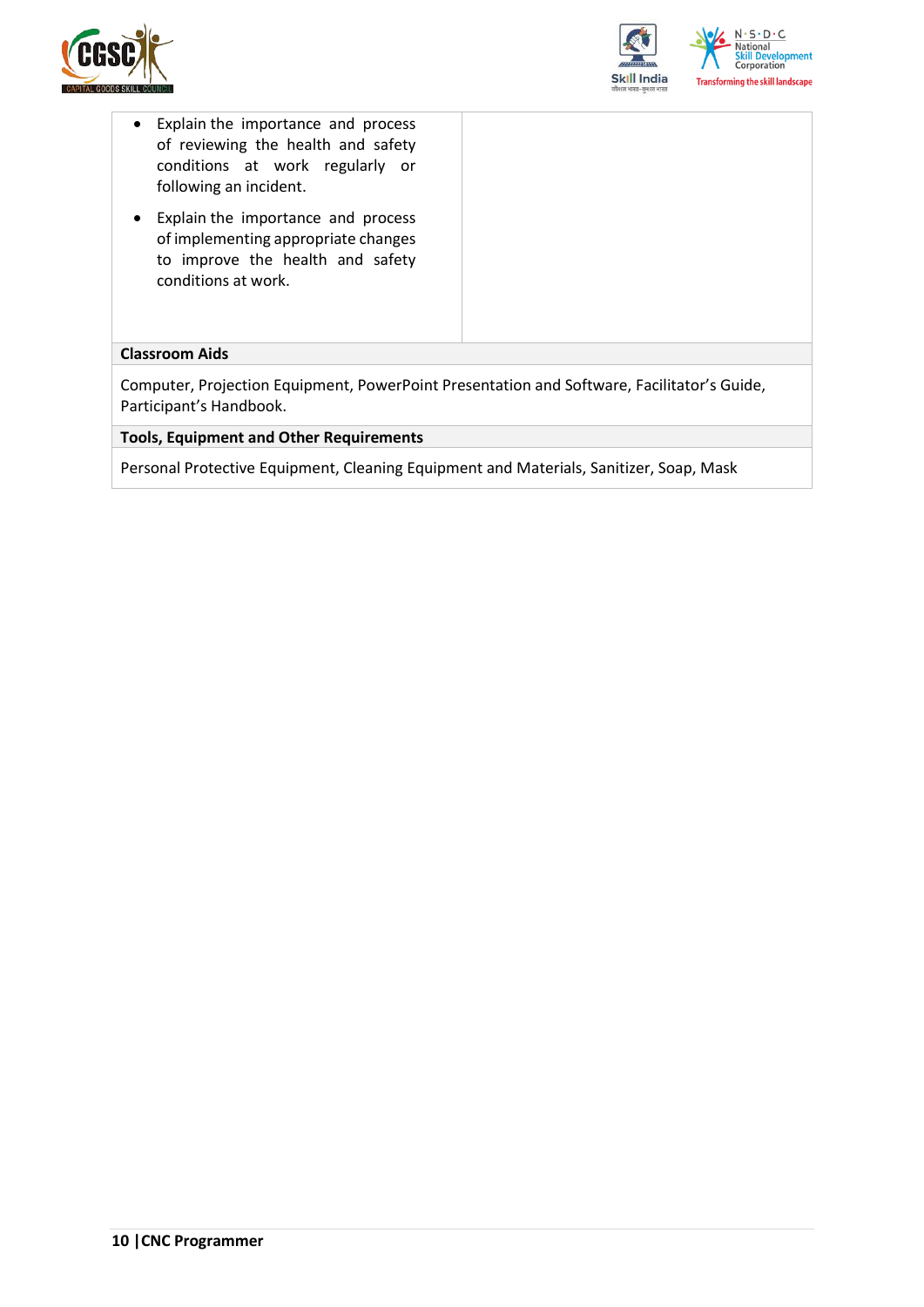| | |
|---|---|
| • Explain the importance and process of reviewing the health and safety conditions at work regularly or following an incident.<br>• Explain the importance and process of implementing appropriate changes to improve the health and safety conditions at work. | |

**Classroom Aids**

Computer, Projection Equipment, PowerPoint Presentation and Software, Facilitator's Guide, Participant's Handbook.

**Tools, Equipment and Other Requirements**

Personal Protective Equipment, Cleaning Equipment and Materials, Sanitizer, Soap, Mask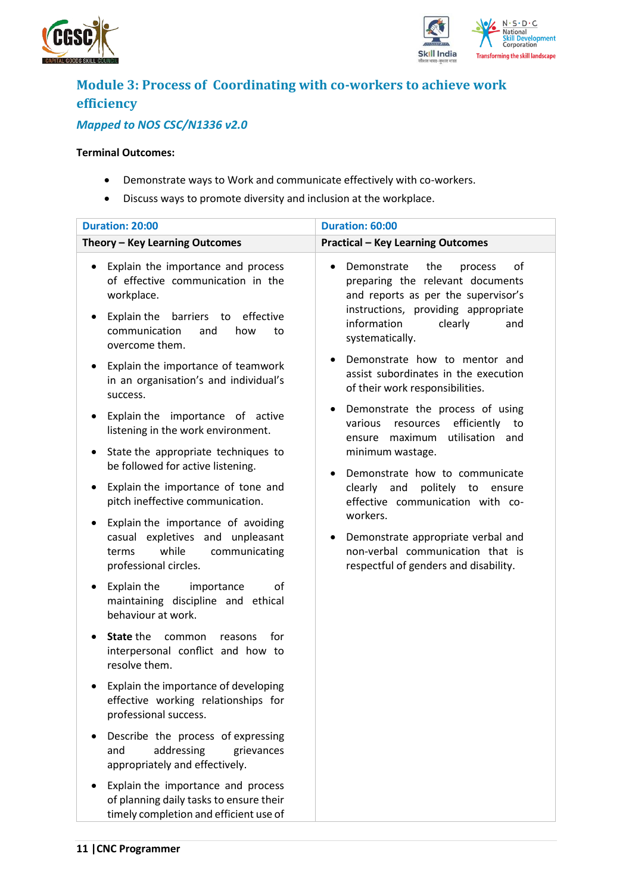## Module 3: Process of Coordinating with co-workers to achieve work efficiency

*Mapped to NOS CSC/N1336 v2.0*

**Terminal Outcomes:**

- Demonstrate ways to Work and communicate effectively with co-workers.
- Discuss ways to promote diversity and inclusion at the workplace.

| Duration: 20:00 | Duration: 60:00 |
|---|---|
| **Theory – Key Learning Outcomes** | **Practical – Key Learning Outcomes** |
| • Explain the importance and process of effective communication in the workplace.<br>• Explain the barriers to effective communication and how to overcome them.<br>• Explain the importance of teamwork in an organisation's and individual's success.<br>• Explain the importance of active listening in the work environment.<br>• State the appropriate techniques to be followed for active listening.<br>• Explain the importance of tone and pitch ineffective communication.<br>• Explain the importance of avoiding casual expletives and unpleasant terms while communicating professional circles.<br>• Explain the importance of maintaining discipline and ethical behaviour at work.<br>• **State** the common reasons for interpersonal conflict and how to resolve them.<br>• Explain the importance of developing effective working relationships for professional success.<br>• Describe the process of expressing and addressing grievances appropriately and effectively.<br>• Explain the importance and process of planning daily tasks to ensure their timely completion and efficient use of | • Demonstrate the process of preparing the relevant documents and reports as per the supervisor's instructions, providing appropriate information clearly and systematically.<br>• Demonstrate how to mentor and assist subordinates in the execution of their work responsibilities.<br>• Demonstrate the process of using various resources efficiently to ensure maximum utilisation and minimum wastage.<br>• Demonstrate how to communicate clearly and politely to ensure effective communication with co-workers.<br>• Demonstrate appropriate verbal and non-verbal communication that is respectful of genders and disability. |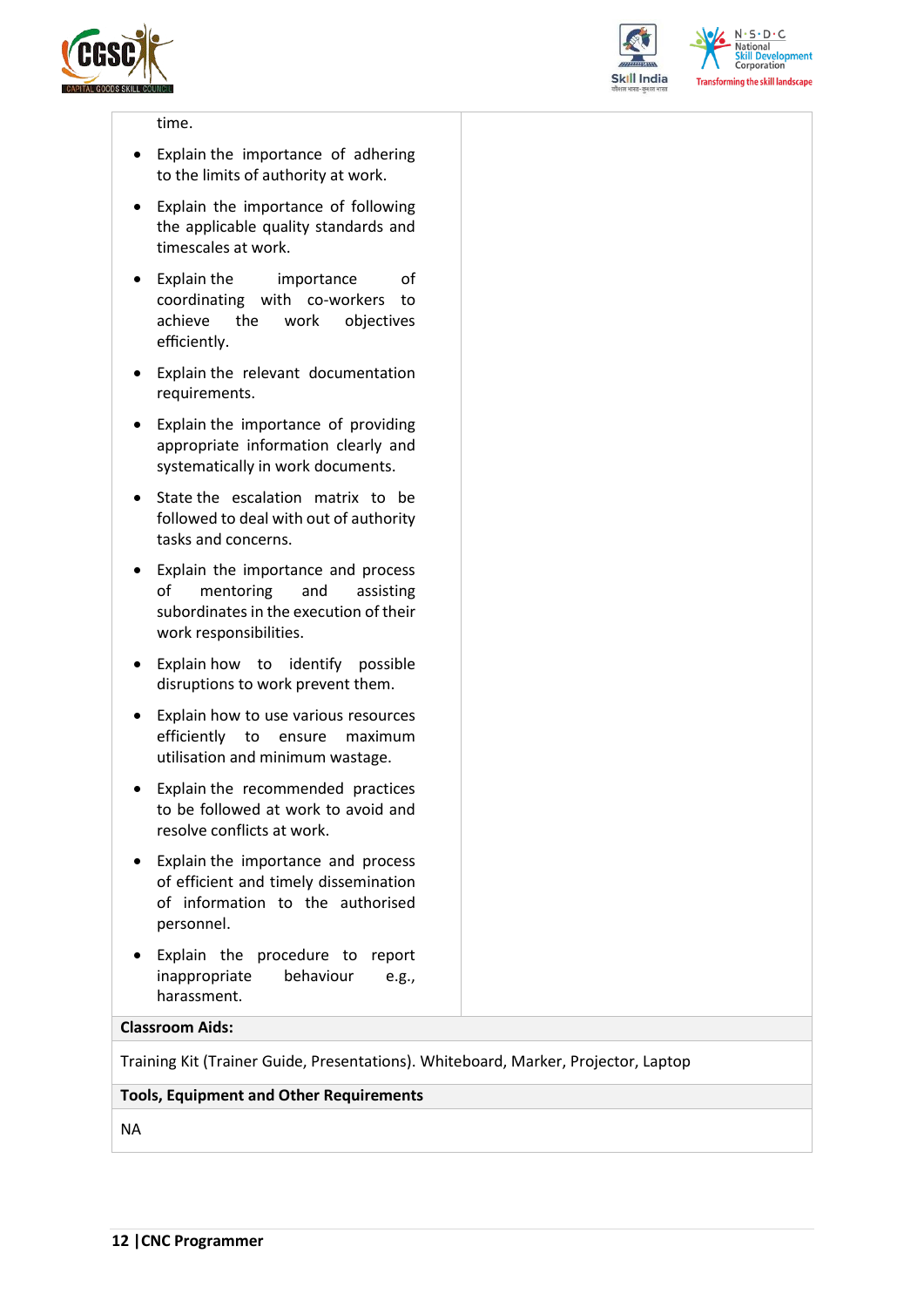| | |
|---|---|
| time.<br>• Explain the importance of adhering to the limits of authority at work.<br>• Explain the importance of following the applicable quality standards and timescales at work.<br>• Explain the importance of coordinating with co-workers to achieve the work objectives efficiently.<br>• Explain the relevant documentation requirements.<br>• Explain the importance of providing appropriate information clearly and systematically in work documents.<br>• State the escalation matrix to be followed to deal with out of authority tasks and concerns.<br>• Explain the importance and process of mentoring and assisting subordinates in the execution of their work responsibilities.<br>• Explain how to identify possible disruptions to work prevent them.<br>• Explain how to use various resources efficiently to ensure maximum utilisation and minimum wastage.<br>• Explain the recommended practices to be followed at work to avoid and resolve conflicts at work.<br>• Explain the importance and process of efficient and timely dissemination of information to the authorised personnel.<br>• Explain the procedure to report inappropriate behaviour e.g., harassment. | |
| **Classroom Aids:** | |
| Training Kit (Trainer Guide, Presentations). Whiteboard, Marker, Projector, Laptop | |
| **Tools, Equipment and Other Requirements** | |
| NA | |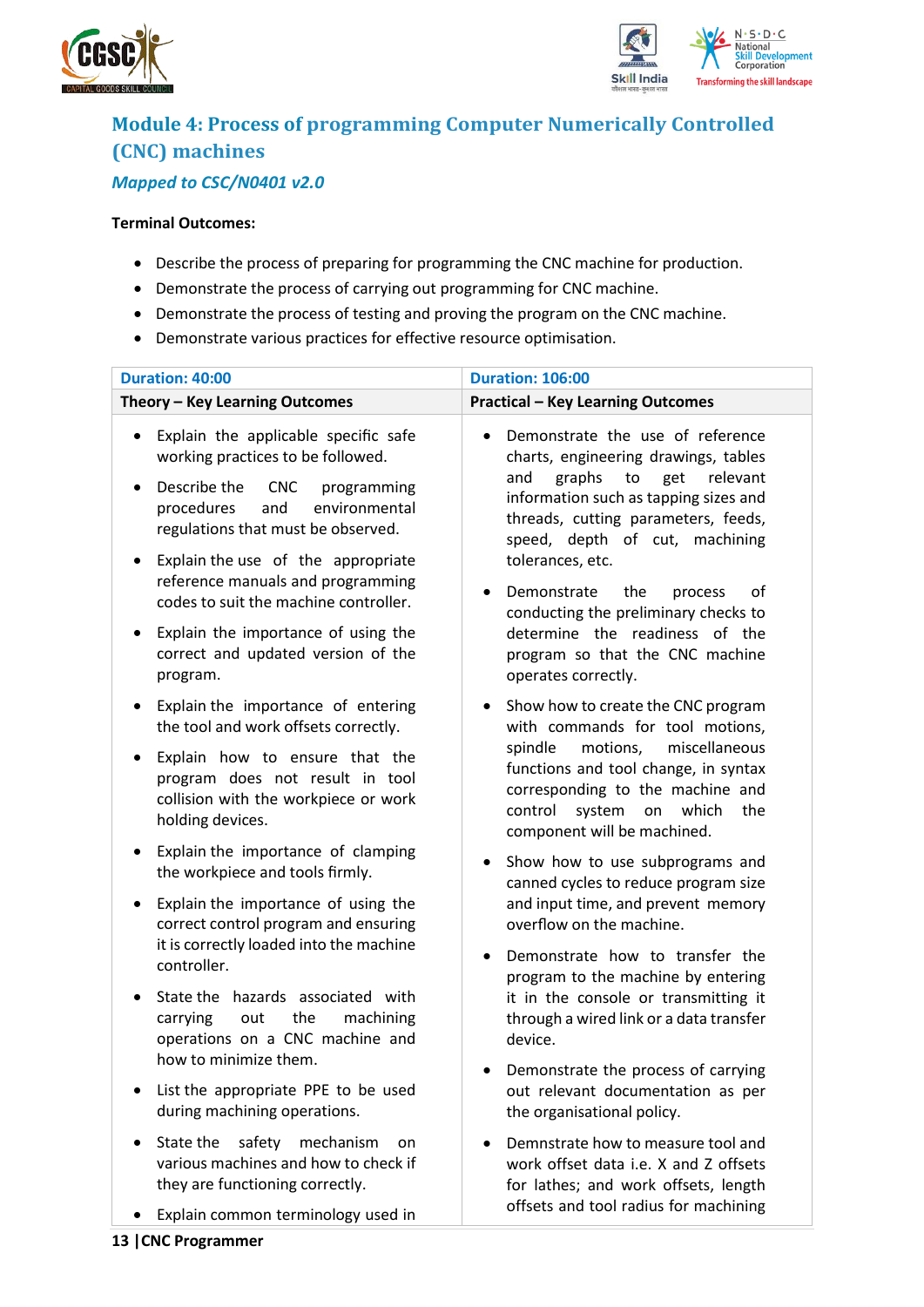## Module 4: Process of programming Computer Numerically Controlled (CNC) machines

***Mapped to CSC/N0401 v2.0***

**Terminal Outcomes:**

- Describe the process of preparing for programming the CNC machine for production.
- Demonstrate the process of carrying out programming for CNC machine.
- Demonstrate the process of testing and proving the program on the CNC machine.
- Demonstrate various practices for effective resource optimisation.

| Duration: 40:00 | Duration: 106:00 |
|---|---|
| **Theory – Key Learning Outcomes** | **Practical – Key Learning Outcomes** |
| • Explain the applicable specific safe working practices to be followed.<br>• Describe the CNC programming procedures and environmental regulations that must be observed.<br>• Explain the use of the appropriate reference manuals and programming codes to suit the machine controller.<br>• Explain the importance of using the correct and updated version of the program.<br>• Explain the importance of entering the tool and work offsets correctly.<br>• Explain how to ensure that the program does not result in tool collision with the workpiece or work holding devices.<br>• Explain the importance of clamping the workpiece and tools firmly.<br>• Explain the importance of using the correct control program and ensuring it is correctly loaded into the machine controller.<br>• State the hazards associated with carrying out the machining operations on a CNC machine and how to minimize them.<br>• List the appropriate PPE to be used during machining operations.<br>• State the safety mechanism on various machines and how to check if they are functioning correctly.<br>• Explain common terminology used in | • Demonstrate the use of reference charts, engineering drawings, tables and graphs to get relevant information such as tapping sizes and threads, cutting parameters, feeds, speed, depth of cut, machining tolerances, etc.<br>• Demonstrate the process of conducting the preliminary checks to determine the readiness of the program so that the CNC machine operates correctly.<br>• Show how to create the CNC program with commands for tool motions, spindle motions, miscellaneous functions and tool change, in syntax corresponding to the machine and control system on which the component will be machined.<br>• Show how to use subprograms and canned cycles to reduce program size and input time, and prevent memory overflow on the machine.<br>• Demonstrate how to transfer the program to the machine by entering it in the console or transmitting it through a wired link or a data transfer device.<br>• Demonstrate the process of carrying out relevant documentation as per the organisational policy.<br>• Demnstrate how to measure tool and work offset data i.e. X and Z offsets for lathes; and work offsets, length offsets and tool radius for machining |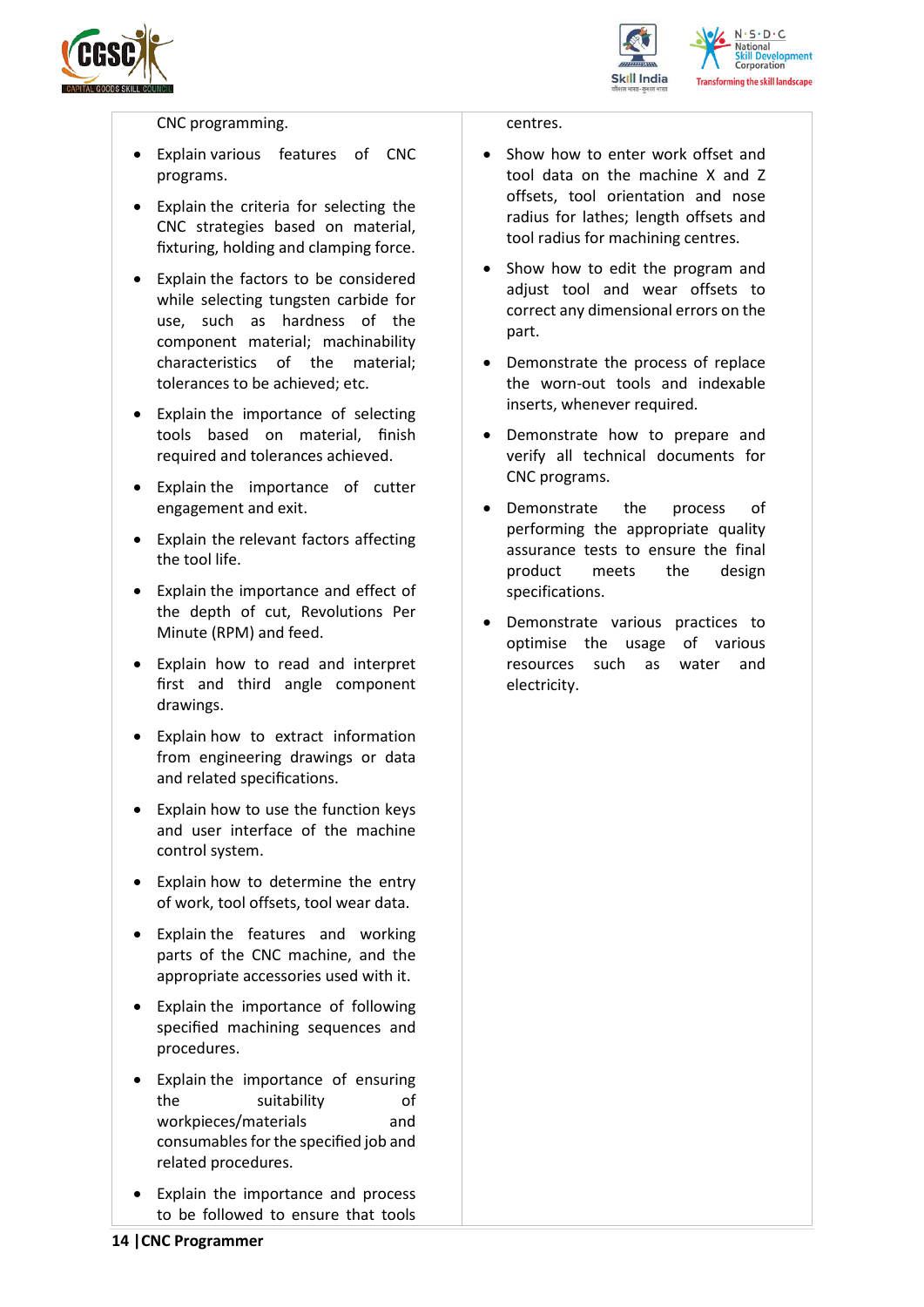| | |
|---|---|
| CNC programming.<br><br>• Explain various features of CNC programs.<br>• Explain the criteria for selecting the CNC strategies based on material, fixturing, holding and clamping force.<br>• Explain the factors to be considered while selecting tungsten carbide for use, such as hardness of the component material; machinability characteristics of the material; tolerances to be achieved; etc.<br>• Explain the importance of selecting tools based on material, finish required and tolerances achieved.<br>• Explain the importance of cutter engagement and exit.<br>• Explain the relevant factors affecting the tool life.<br>• Explain the importance and effect of the depth of cut, Revolutions Per Minute (RPM) and feed.<br>• Explain how to read and interpret first and third angle component drawings.<br>• Explain how to extract information from engineering drawings or data and related specifications.<br>• Explain how to use the function keys and user interface of the machine control system.<br>• Explain how to determine the entry of work, tool offsets, tool wear data.<br>• Explain the features and working parts of the CNC machine, and the appropriate accessories used with it.<br>• Explain the importance of following specified machining sequences and procedures.<br>• Explain the importance of ensuring the suitability of workpieces/materials and consumables for the specified job and related procedures.<br>• Explain the importance and process to be followed to ensure that tools | centres.<br><br>• Show how to enter work offset and tool data on the machine X and Z offsets, tool orientation and nose radius for lathes; length offsets and tool radius for machining centres.<br>• Show how to edit the program and adjust tool and wear offsets to correct any dimensional errors on the part.<br>• Demonstrate the process of replace the worn-out tools and indexable inserts, whenever required.<br>• Demonstrate how to prepare and verify all technical documents for CNC programs.<br>• Demonstrate the process of performing the appropriate quality assurance tests to ensure the final product meets the design specifications.<br>• Demonstrate various practices to optimise the usage of various resources such as water and electricity. |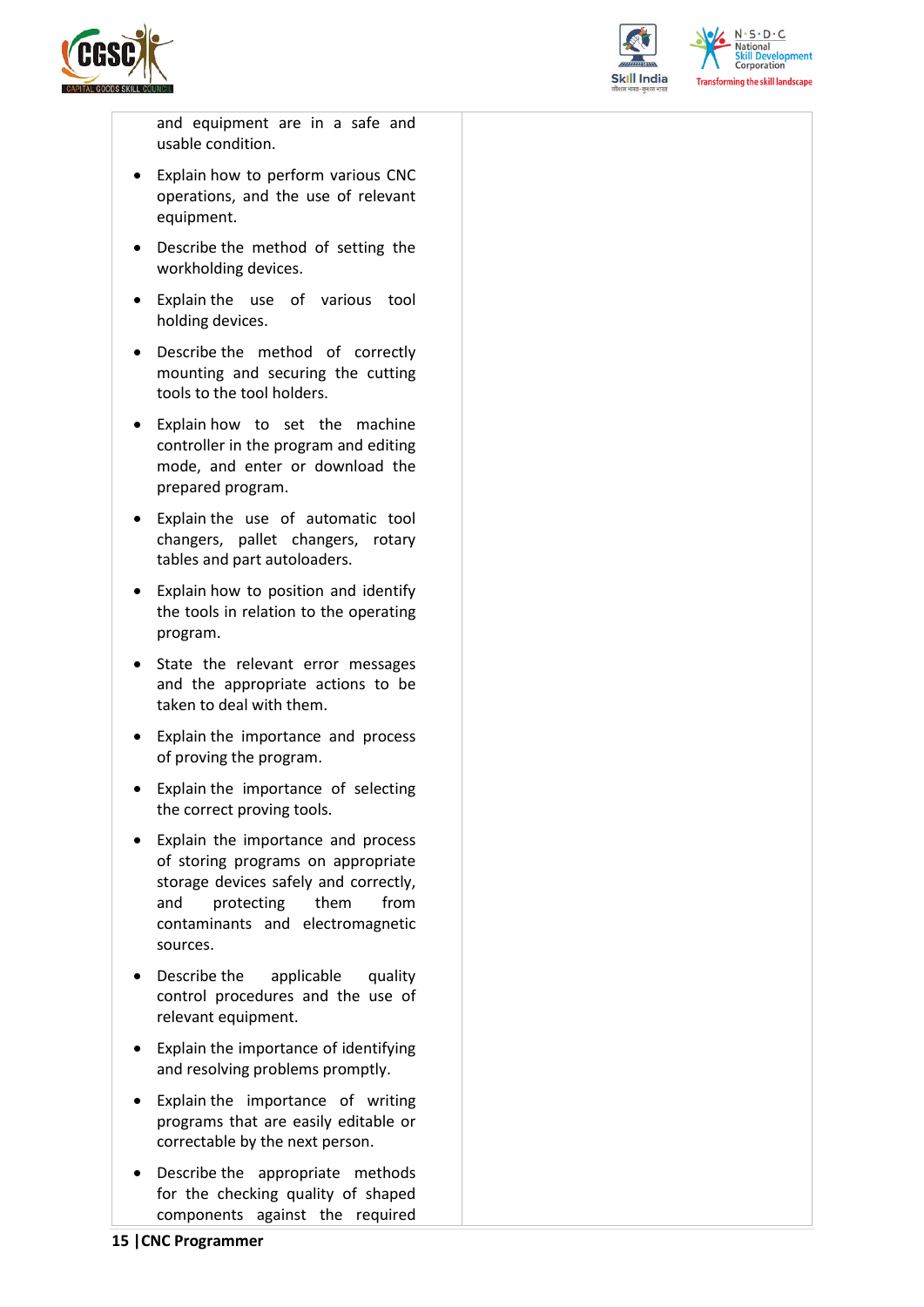| | |
|---|---|
| and equipment are in a safe and usable condition.<br>• Explain how to perform various CNC operations, and the use of relevant equipment.<br>• Describe the method of setting the workholding devices.<br>• Explain the use of various tool holding devices.<br>• Describe the method of correctly mounting and securing the cutting tools to the tool holders.<br>• Explain how to set the machine controller in the program and editing mode, and enter or download the prepared program.<br>• Explain the use of automatic tool changers, pallet changers, rotary tables and part autoloaders.<br>• Explain how to position and identify the tools in relation to the operating program.<br>• State the relevant error messages and the appropriate actions to be taken to deal with them.<br>• Explain the importance and process of proving the program.<br>• Explain the importance of selecting the correct proving tools.<br>• Explain the importance and process of storing programs on appropriate storage devices safely and correctly, and protecting them from contaminants and electromagnetic sources.<br>• Describe the applicable quality control procedures and the use of relevant equipment.<br>• Explain the importance of identifying and resolving problems promptly.<br>• Explain the importance of writing programs that are easily editable or correctable by the next person.<br>• Describe the appropriate methods for the checking quality of shaped components against the required | |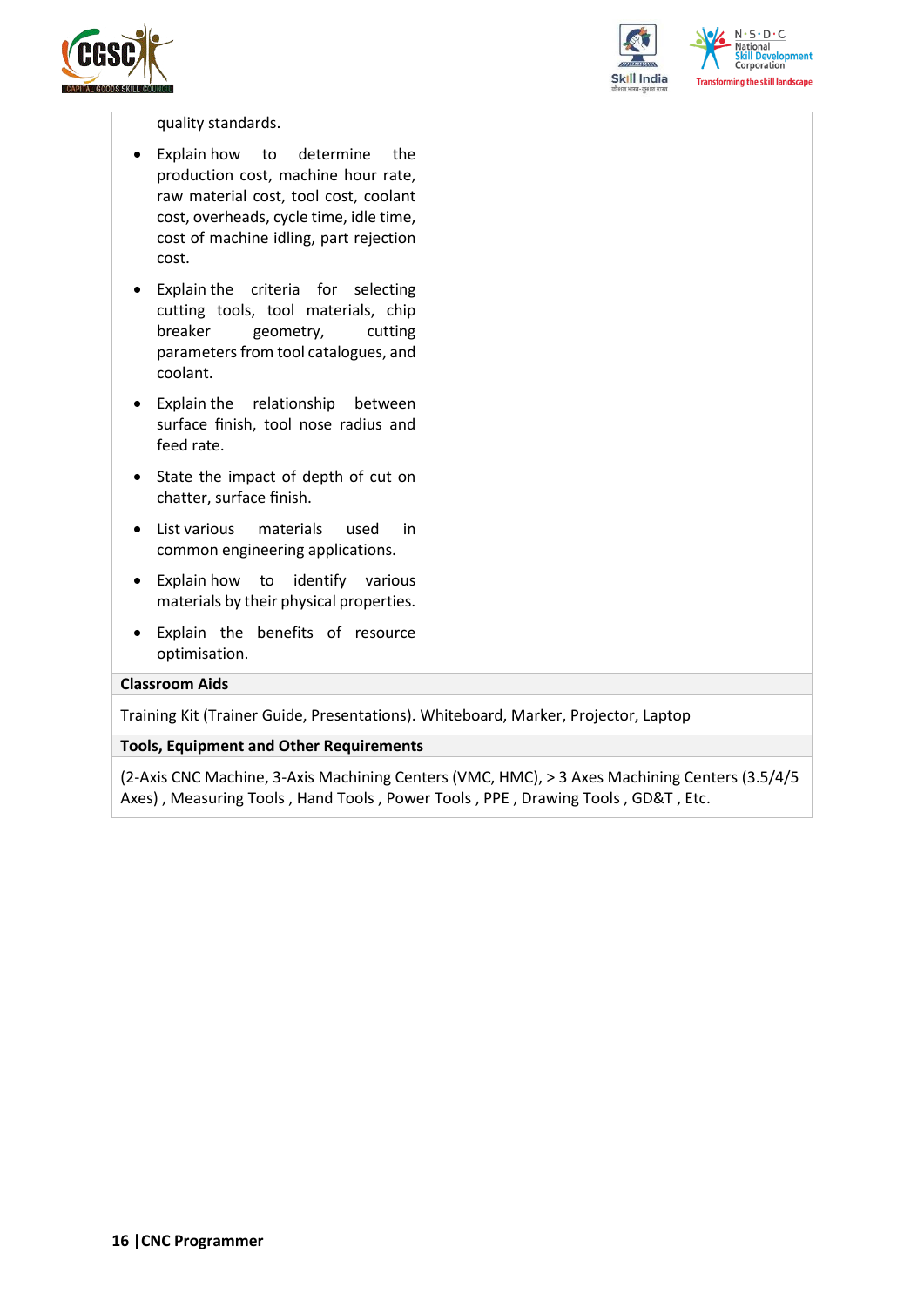| | |
|---|---|
| quality standards.<br>• Explain how to determine the production cost, machine hour rate, raw material cost, tool cost, coolant cost, overheads, cycle time, idle time, cost of machine idling, part rejection cost.<br>• Explain the criteria for selecting cutting tools, tool materials, chip breaker geometry, cutting parameters from tool catalogues, and coolant.<br>• Explain the relationship between surface finish, tool nose radius and feed rate.<br>• State the impact of depth of cut on chatter, surface finish.<br>• List various materials used in common engineering applications.<br>• Explain how to identify various materials by their physical properties.<br>• Explain the benefits of resource optimisation. | |

**Classroom Aids**

Training Kit (Trainer Guide, Presentations). Whiteboard, Marker, Projector, Laptop

**Tools, Equipment and Other Requirements**

(2-Axis CNC Machine, 3-Axis Machining Centers (VMC, HMC), > 3 Axes Machining Centers (3.5/4/5 Axes) , Measuring Tools , Hand Tools , Power Tools , PPE , Drawing Tools , GD&T , Etc.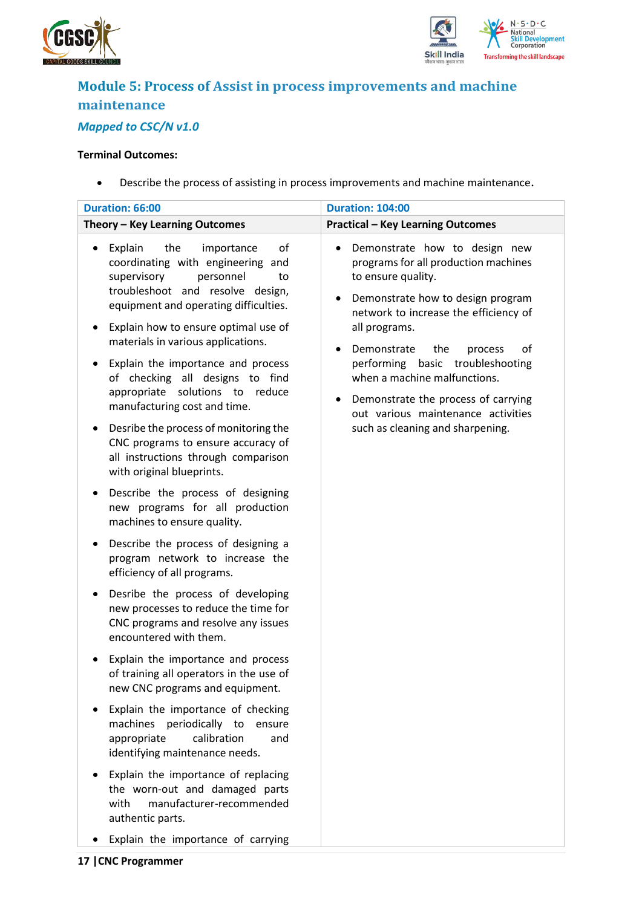## Module 5: Process of Assist in process improvements and machine maintenance

### *Mapped to CSC/N v1.0*

**Terminal Outcomes:**

- Describe the process of assisting in process improvements and machine maintenance.

| Duration: 66:00 | Duration: 104:00 |
|---|---|
| **Theory – Key Learning Outcomes** | **Practical – Key Learning Outcomes** |
| • Explain the importance of coordinating with engineering and supervisory personnel to troubleshoot and resolve design, equipment and operating difficulties.<br>• Explain how to ensure optimal use of materials in various applications.<br>• Explain the importance and process of checking all designs to find appropriate solutions to reduce manufacturing cost and time.<br>• Desribe the process of monitoring the CNC programs to ensure accuracy of all instructions through comparison with original blueprints.<br>• Describe the process of designing new programs for all production machines to ensure quality.<br>• Describe the process of designing a program network to increase the efficiency of all programs.<br>• Desribe the process of developing new processes to reduce the time for CNC programs and resolve any issues encountered with them.<br>• Explain the importance and process of training all operators in the use of new CNC programs and equipment.<br>• Explain the importance of checking machines periodically to ensure appropriate calibration and identifying maintenance needs.<br>• Explain the importance of replacing the worn-out and damaged parts with manufacturer-recommended authentic parts.<br>• Explain the importance of carrying | • Demonstrate how to design new programs for all production machines to ensure quality.<br>• Demonstrate how to design program network to increase the efficiency of all programs.<br>• Demonstrate the process of performing basic troubleshooting when a machine malfunctions.<br>• Demonstrate the process of carrying out various maintenance activities such as cleaning and sharpening. |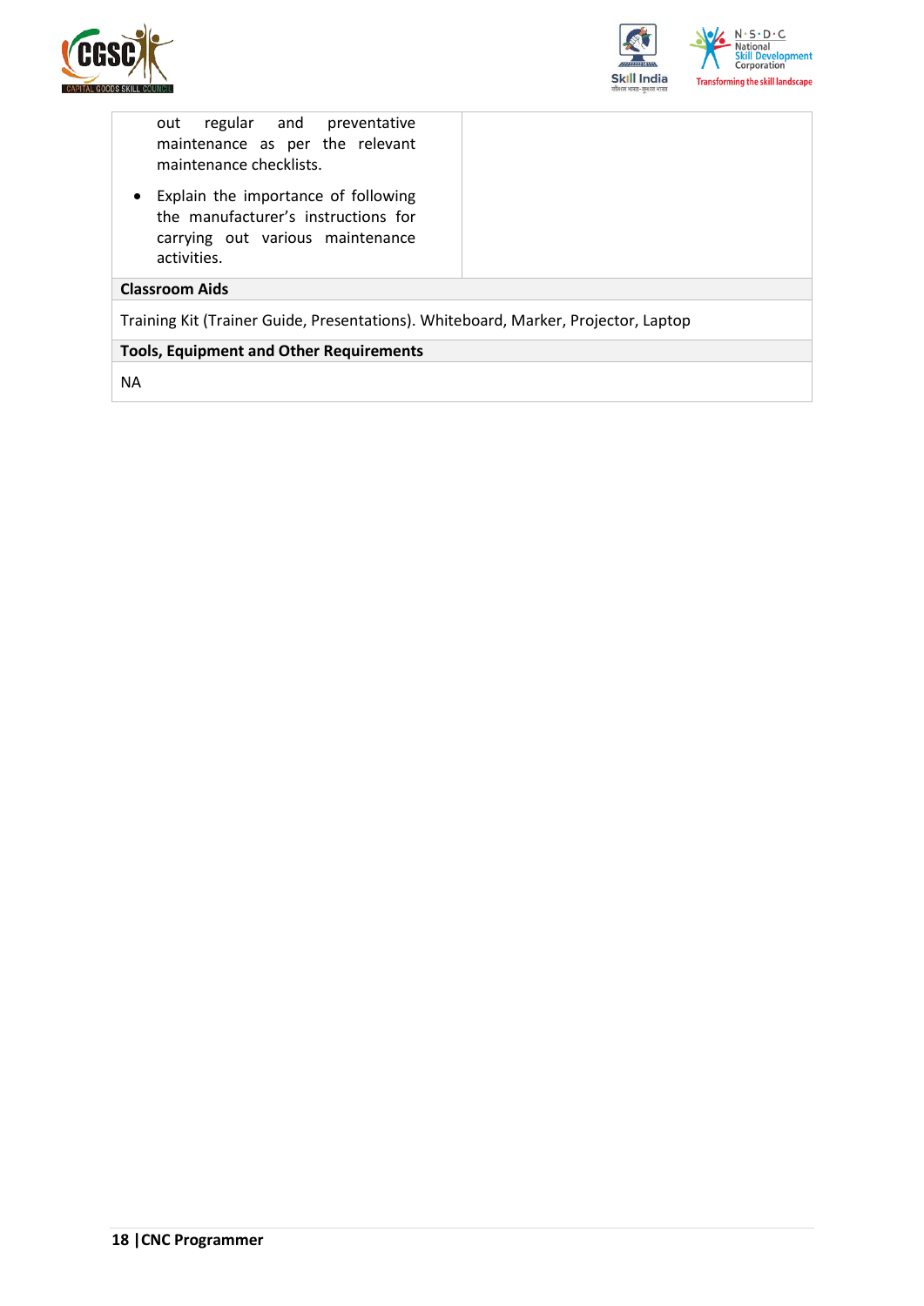| | |
|---|---|
| out regular and preventative maintenance as per the relevant maintenance checklists.<br>• Explain the importance of following the manufacturer's instructions for carrying out various maintenance activities. | |

| **Classroom Aids** |
|---|
| Training Kit (Trainer Guide, Presentations). Whiteboard, Marker, Projector, Laptop |
| **Tools, Equipment and Other Requirements** |
| NA |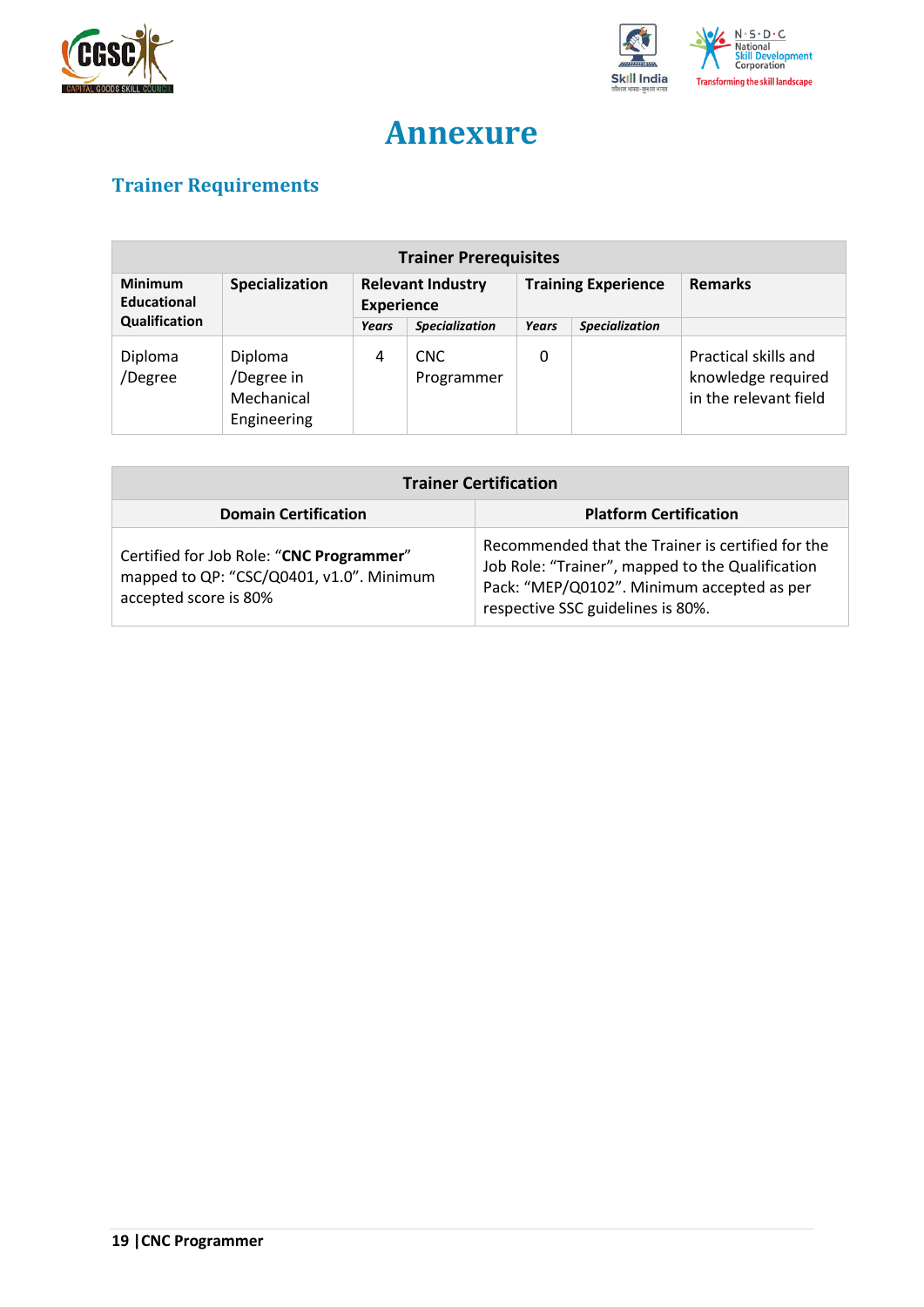# Annexure

## Trainer Requirements

| Trainer Prerequisites | | | | | | |
|---|---|---|---|---|---|---|
| **Minimum Educational Qualification** | **Specialization** | **Relevant Industry Experience** | | **Training Experience** | | **Remarks** |
| | | ***Years*** | ***Specialization*** | ***Years*** | ***Specialization*** | |
| Diploma /Degree | Diploma /Degree in Mechanical Engineering | 4 | CNC Programmer | 0 | | Practical skills and knowledge required in the relevant field |

| Trainer Certification | |
|---|---|
| **Domain Certification** | **Platform Certification** |
| Certified for Job Role: "**CNC Programmer**" mapped to QP: "CSC/Q0401, v1.0". Minimum accepted score is 80% | Recommended that the Trainer is certified for the Job Role: "Trainer", mapped to the Qualification Pack: "MEP/Q0102". Minimum accepted as per respective SSC guidelines is 80%. |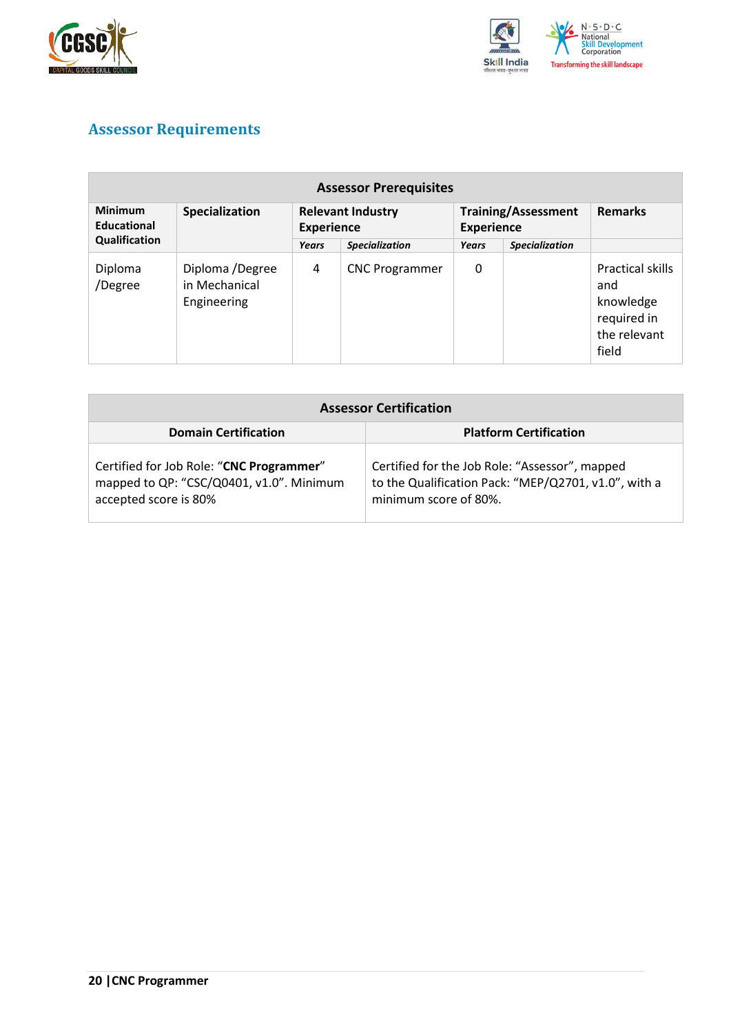## Assessor Requirements

| Assessor Prerequisites | | | | | | |
|---|---|---|---|---|---|---|
| **Minimum Educational Qualification** | **Specialization** | **Relevant Industry Experience** | | **Training/Assessment Experience** | | **Remarks** |
| | | ***Years*** | ***Specialization*** | ***Years*** | ***Specialization*** | |
| Diploma /Degree | Diploma /Degree in Mechanical Engineering | 4 | CNC Programmer | 0 | | Practical skills and knowledge required in the relevant field |

| Assessor Certification | |
|---|---|
| **Domain Certification** | **Platform Certification** |
| Certified for Job Role: "**CNC Programmer**" mapped to QP: "CSC/Q0401, v1.0". Minimum accepted score is 80% | Certified for the Job Role: "Assessor", mapped to the Qualification Pack: "MEP/Q2701, v1.0", with a minimum score of 80%. |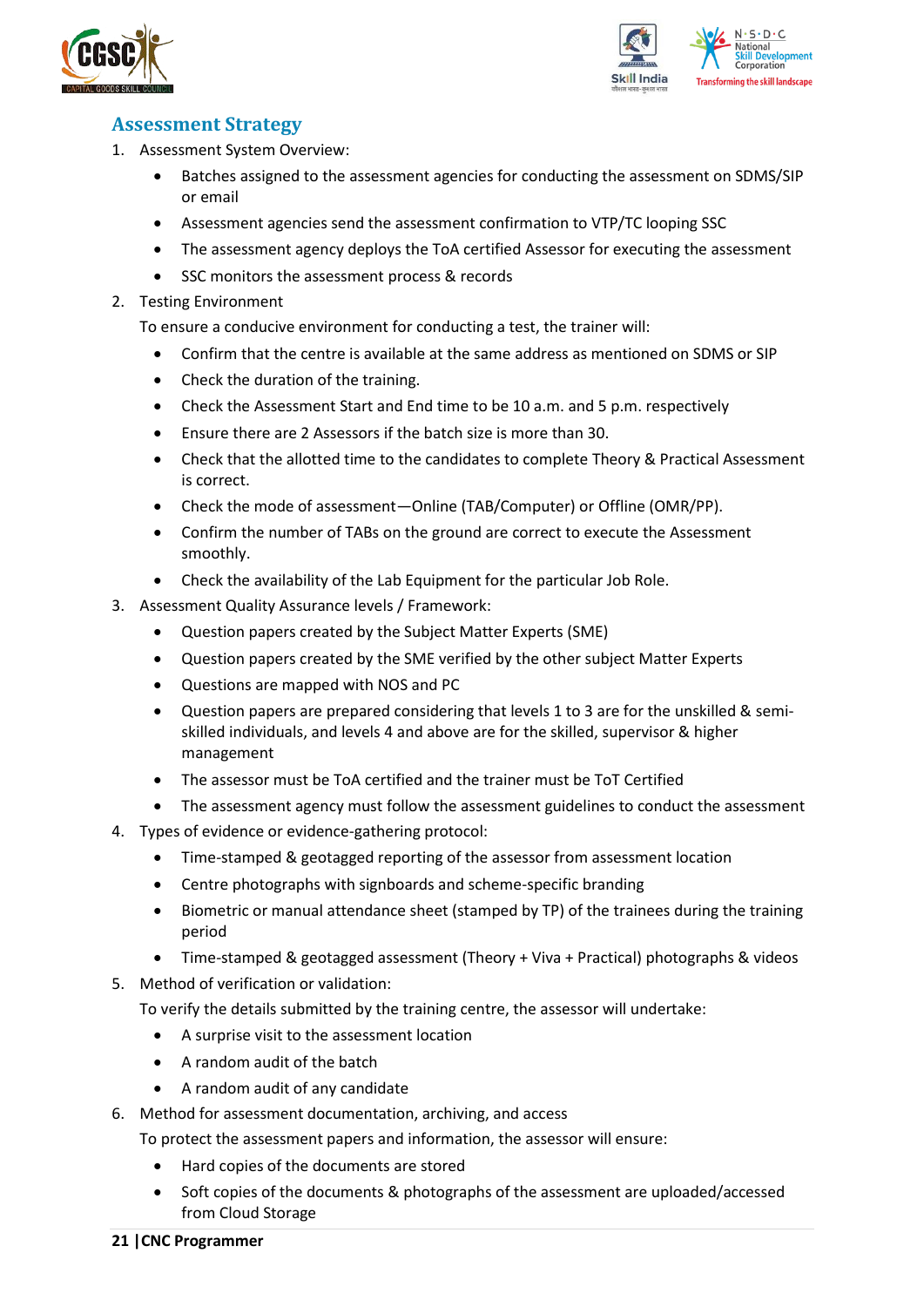## Assessment Strategy

1. Assessment System Overview:
    - Batches assigned to the assessment agencies for conducting the assessment on SDMS/SIP or email
    - Assessment agencies send the assessment confirmation to VTP/TC looping SSC
    - The assessment agency deploys the ToA certified Assessor for executing the assessment
    - SSC monitors the assessment process & records
2. Testing Environment

   To ensure a conducive environment for conducting a test, the trainer will:
    - Confirm that the centre is available at the same address as mentioned on SDMS or SIP
    - Check the duration of the training.
    - Check the Assessment Start and End time to be 10 a.m. and 5 p.m. respectively
    - Ensure there are 2 Assessors if the batch size is more than 30.
    - Check that the allotted time to the candidates to complete Theory & Practical Assessment is correct.
    - Check the mode of assessment—Online (TAB/Computer) or Offline (OMR/PP).
    - Confirm the number of TABs on the ground are correct to execute the Assessment smoothly.
    - Check the availability of the Lab Equipment for the particular Job Role.
3. Assessment Quality Assurance levels / Framework:
    - Question papers created by the Subject Matter Experts (SME)
    - Question papers created by the SME verified by the other subject Matter Experts
    - Questions are mapped with NOS and PC
    - Question papers are prepared considering that levels 1 to 3 are for the unskilled & semi-skilled individuals, and levels 4 and above are for the skilled, supervisor & higher management
    - The assessor must be ToA certified and the trainer must be ToT Certified
    - The assessment agency must follow the assessment guidelines to conduct the assessment
4. Types of evidence or evidence-gathering protocol:
    - Time-stamped & geotagged reporting of the assessor from assessment location
    - Centre photographs with signboards and scheme-specific branding
    - Biometric or manual attendance sheet (stamped by TP) of the trainees during the training period
    - Time-stamped & geotagged assessment (Theory + Viva + Practical) photographs & videos
5. Method of verification or validation:

   To verify the details submitted by the training centre, the assessor will undertake:
    - A surprise visit to the assessment location
    - A random audit of the batch
    - A random audit of any candidate
6. Method for assessment documentation, archiving, and access

   To protect the assessment papers and information, the assessor will ensure:
    - Hard copies of the documents are stored
    - Soft copies of the documents & photographs of the assessment are uploaded/accessed from Cloud Storage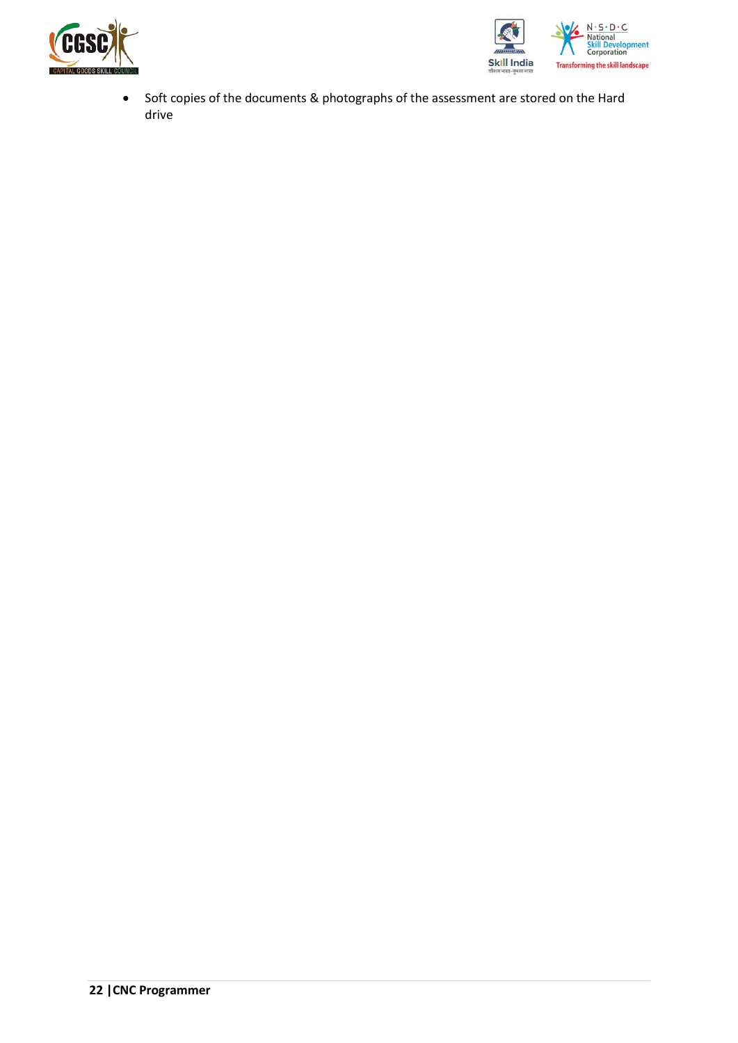- Soft copies of the documents & photographs of the assessment are stored on the Hard drive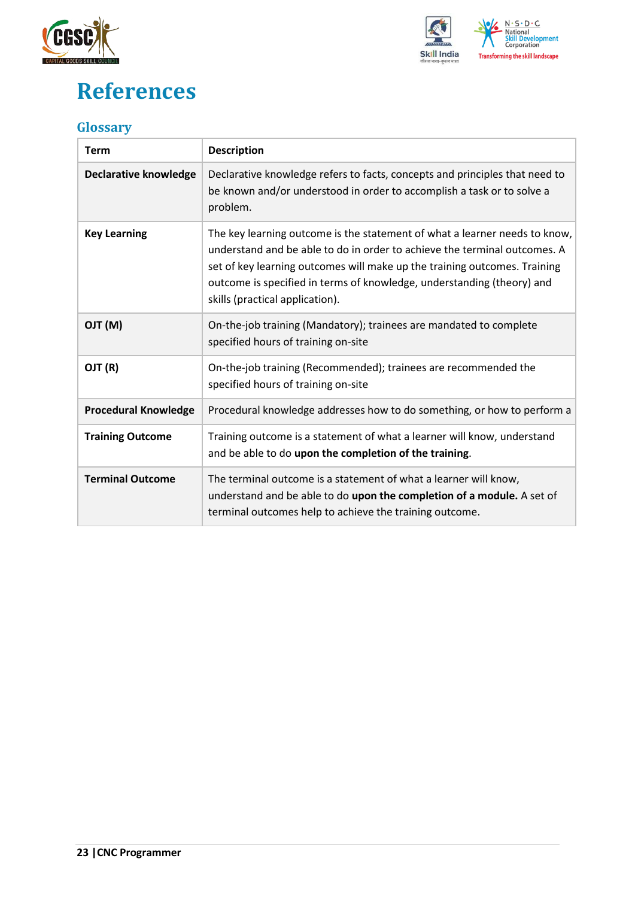# References

## Glossary

| Term | Description |
|---|---|
| **Declarative knowledge** | Declarative knowledge refers to facts, concepts and principles that need to be known and/or understood in order to accomplish a task or to solve a problem. |
| **Key Learning** | The key learning outcome is the statement of what a learner needs to know, understand and be able to do in order to achieve the terminal outcomes. A set of key learning outcomes will make up the training outcomes. Training outcome is specified in terms of knowledge, understanding (theory) and skills (practical application). |
| **OJT (M)** | On-the-job training (Mandatory); trainees are mandated to complete specified hours of training on-site |
| **OJT (R)** | On-the-job training (Recommended); trainees are recommended the specified hours of training on-site |
| **Procedural Knowledge** | Procedural knowledge addresses how to do something, or how to perform a |
| **Training Outcome** | Training outcome is a statement of what a learner will know, understand and be able to do **upon the completion of the training**. |
| **Terminal Outcome** | The terminal outcome is a statement of what a learner will know, understand and be able to do **upon the completion of a module.** A set of terminal outcomes help to achieve the training outcome. |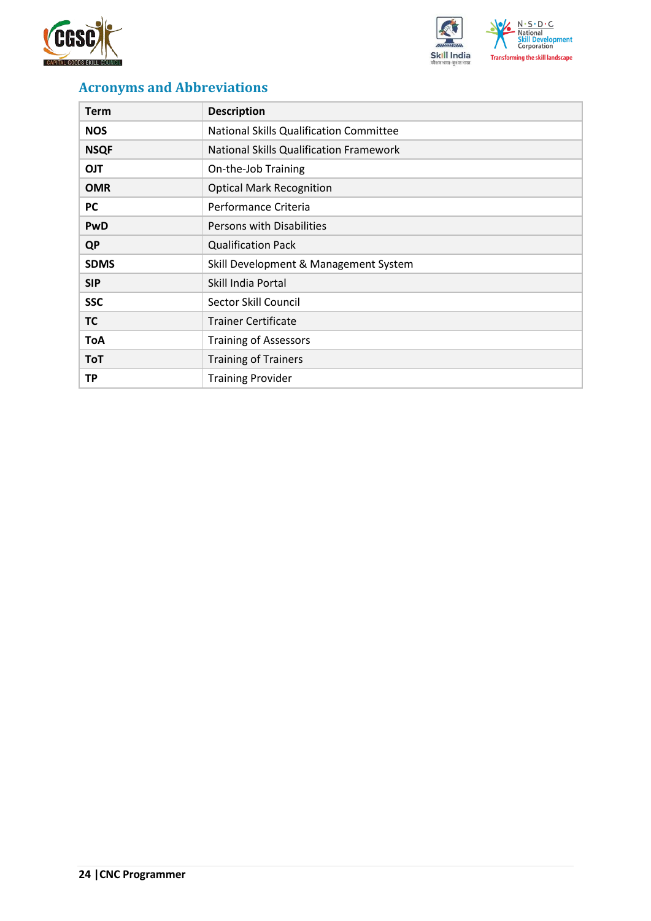## Acronyms and Abbreviations

| Term | Description |
|---|---|
| **NOS** | National Skills Qualification Committee |
| **NSQF** | National Skills Qualification Framework |
| **OJT** | On-the-Job Training |
| **OMR** | Optical Mark Recognition |
| **PC** | Performance Criteria |
| **PwD** | Persons with Disabilities |
| **QP** | Qualification Pack |
| **SDMS** | Skill Development & Management System |
| **SIP** | Skill India Portal |
| **SSC** | Sector Skill Council |
| **TC** | Trainer Certificate |
| **ToA** | Training of Assessors |
| **ToT** | Training of Trainers |
| **TP** | Training Provider |